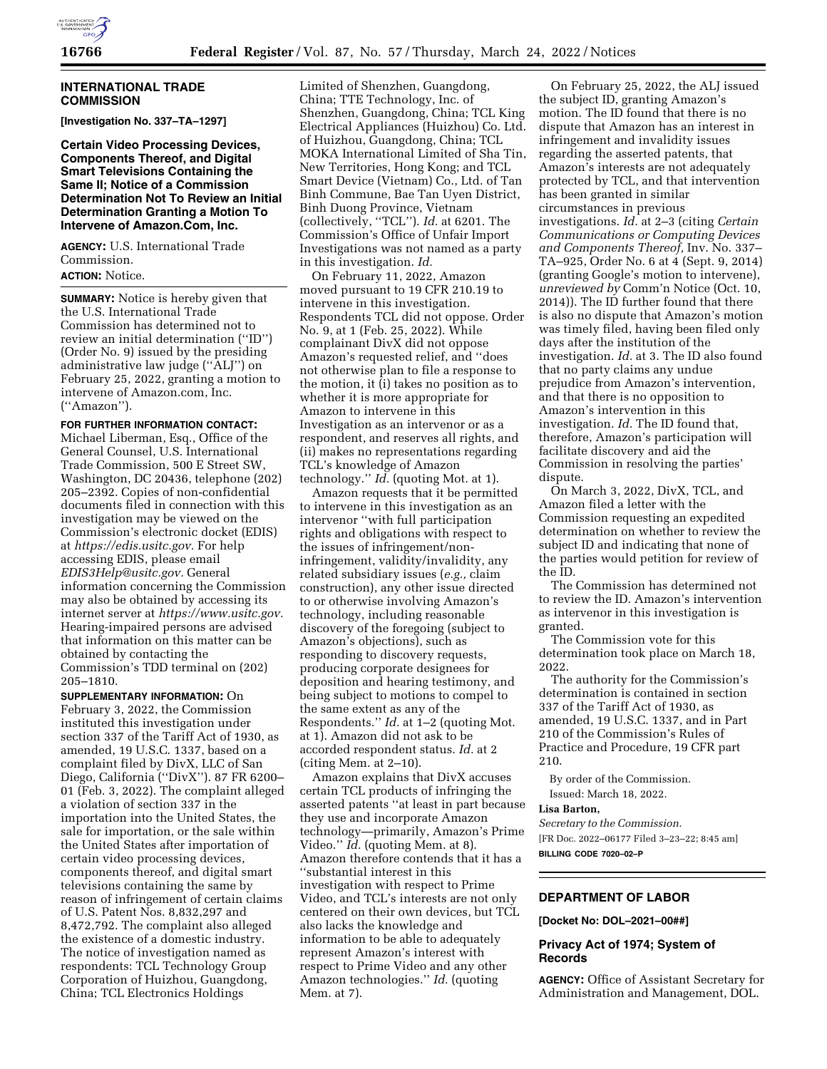## INTERNATIONAL TRADE COMMISSION

**[Investigation No. 337–TA–1297]**

### Certain Video Processing Devices, Components Thereof, and Digital Smart Televisions Containing the Same II; Notice of a Commission Determination Not To Review an Initial Determination Granting a Motion To Intervene of Amazon.Com, Inc.

**AGENCY:** U.S. International Trade Commission.

**ACTION:** Notice.

**SUMMARY:** Notice is hereby given that the U.S. International Trade Commission has determined not to review an initial determination (''ID'') (Order No. 9) issued by the presiding administrative law judge (''ALJ'') on February 25, 2022, granting a motion to intervene of Amazon.com, Inc. (''Amazon'').

**FOR FURTHER INFORMATION CONTACT:** Michael Liberman, Esq., Office of the General Counsel, U.S. International Trade Commission, 500 E Street SW, Washington, DC 20436, telephone (202) 205–2392. Copies of non-confidential documents filed in connection with this investigation may be viewed on the Commission's electronic docket (EDIS) at *https://edis.usitc.gov.* For help accessing EDIS, please email *EDIS3Help@usitc.gov.* General information concerning the Commission may also be obtained by accessing its internet server at *https://www.usitc.gov.* Hearing-impaired persons are advised that information on this matter can be obtained by contacting the Commission's TDD terminal on (202) 205–1810.

**SUPPLEMENTARY INFORMATION:** On February 3, 2022, the Commission instituted this investigation under section 337 of the Tariff Act of 1930, as amended, 19 U.S.C. 1337, based on a complaint filed by DivX, LLC of San Diego, California (''DivX''). 87 FR 6200–01 (Feb. 3, 2022). The complaint alleged a violation of section 337 in the importation into the United States, the sale for importation, or the sale within the United States after importation of certain video processing devices, components thereof, and digital smart televisions containing the same by reason of infringement of certain claims of U.S. Patent Nos. 8,832,297 and 8,472,792. The complaint also alleged the existence of a domestic industry. The notice of investigation named as respondents: TCL Technology Group Corporation of Huizhou, Guangdong, China; TCL Electronics Holdings Limited of Shenzhen, Guangdong, China; TTE Technology, Inc. of Shenzhen, Guangdong, China; TCL King Electrical Appliances (Huizhou) Co. Ltd. of Huizhou, Guangdong, China; TCL MOKA International Limited of Sha Tin, New Territories, Hong Kong; and TCL Smart Device (Vietnam) Co., Ltd. of Tan Binh Commune, Bae Tan Uyen District, Binh Duong Province, Vietnam (collectively, ''TCL''). *Id.* at 6201. The Commission's Office of Unfair Import Investigations was not named as a party in this investigation. *Id.*

On February 11, 2022, Amazon moved pursuant to 19 CFR 210.19 to intervene in this investigation. Respondents TCL did not oppose. Order No. 9, at 1 (Feb. 25, 2022). While complainant DivX did not oppose Amazon's requested relief, and ''does not otherwise plan to file a response to the motion, it (i) takes no position as to whether it is more appropriate for Amazon to intervene in this Investigation as an intervenor or as a respondent, and reserves all rights, and (ii) makes no representations regarding TCL's knowledge of Amazon technology.'' *Id.* (quoting Mot. at 1).

Amazon requests that it be permitted to intervene in this investigation as an intervenor ''with full participation rights and obligations with respect to the issues of infringement/non-infringement, validity/invalidity, any related subsidiary issues (*e.g.,* claim construction), any other issue directed to or otherwise involving Amazon's technology, including reasonable discovery of the foregoing (subject to Amazon's objections), such as responding to discovery requests, producing corporate designees for deposition and hearing testimony, and being subject to motions to compel to the same extent as any of the Respondents.'' *Id.* at 1–2 (quoting Mot. at 1). Amazon did not ask to be accorded respondent status. *Id.* at 2 (citing Mem. at 2–10).

Amazon explains that DivX accuses certain TCL products of infringing the asserted patents ''at least in part because they use and incorporate Amazon technology—primarily, Amazon's Prime Video.'' *Id.* (quoting Mem. at 8). Amazon therefore contends that it has a ''substantial interest in this investigation with respect to Prime Video, and TCL's interests are not only centered on their own devices, but TCL also lacks the knowledge and information to be able to adequately represent Amazon's interest with respect to Prime Video and any other Amazon technologies.'' *Id.* (quoting Mem. at 7).

On February 25, 2022, the ALJ issued the subject ID, granting Amazon's motion. The ID found that there is no dispute that Amazon has an interest in infringement and invalidity issues regarding the asserted patents, that Amazon's interests are not adequately protected by TCL, and that intervention has been granted in similar circumstances in previous investigations. *Id.* at 2–3 (citing *Certain Communications or Computing Devices and Components Thereof,* Inv. No. 337–TA–925, Order No. 6 at 4 (Sept. 9, 2014) (granting Google's motion to intervene), *unreviewed by* Comm'n Notice (Oct. 10, 2014)). The ID further found that there is also no dispute that Amazon's motion was timely filed, having been filed only days after the institution of the investigation. *Id.* at 3. The ID also found that no party claims any undue prejudice from Amazon's intervention, and that there is no opposition to Amazon's intervention in this investigation. *Id.* The ID found that, therefore, Amazon's participation will facilitate discovery and aid the Commission in resolving the parties' dispute.

On March 3, 2022, DivX, TCL, and Amazon filed a letter with the Commission requesting an expedited determination on whether to review the subject ID and indicating that none of the parties would petition for review of the ID.

The Commission has determined not to review the ID. Amazon's intervention as intervenor in this investigation is granted.

The Commission vote for this determination took place on March 18, 2022.

The authority for the Commission's determination is contained in section 337 of the Tariff Act of 1930, as amended, 19 U.S.C. 1337, and in Part 210 of the Commission's Rules of Practice and Procedure, 19 CFR part 210.

By order of the Commission.

Issued: March 18, 2022.

**Lisa Barton,**

*Secretary to the Commission.*

[FR Doc. 2022–06177 Filed 3–23–22; 8:45 am]

**BILLING CODE 7020–02–P**

---

## DEPARTMENT OF LABOR

**[Docket No: DOL–2021–00##]**

### Privacy Act of 1974; System of Records

**AGENCY:** Office of Assistant Secretary for Administration and Management, DOL.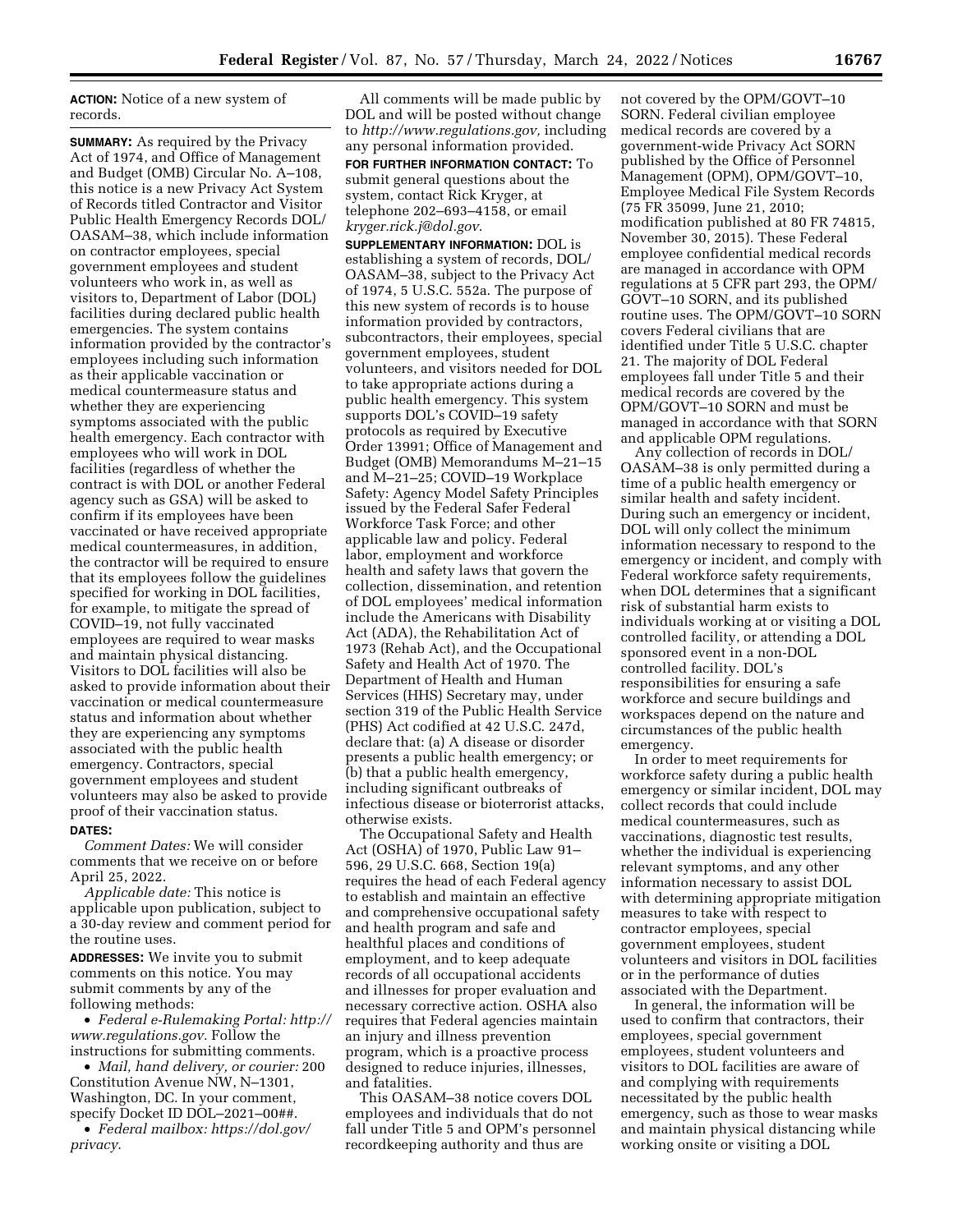**ACTION:** Notice of a new system of records.

**SUMMARY:** As required by the Privacy Act of 1974, and Office of Management and Budget (OMB) Circular No. A–108, this notice is a new Privacy Act System of Records titled Contractor and Visitor Public Health Emergency Records DOL/OASAM–38, which include information on contractor employees, special government employees and student volunteers who work in, as well as visitors to, Department of Labor (DOL) facilities during declared public health emergencies. The system contains information provided by the contractor's employees including such information as their applicable vaccination or medical countermeasure status and whether they are experiencing symptoms associated with the public health emergency. Each contractor with employees who will work in DOL facilities (regardless of whether the contract is with DOL or another Federal agency such as GSA) will be asked to confirm if its employees have been vaccinated or have received appropriate medical countermeasures, in addition, the contractor will be required to ensure that its employees follow the guidelines specified for working in DOL facilities, for example, to mitigate the spread of COVID–19, not fully vaccinated employees are required to wear masks and maintain physical distancing. Visitors to DOL facilities will also be asked to provide information about their vaccination or medical countermeasure status and information about whether they are experiencing any symptoms associated with the public health emergency. Contractors, special government employees and student volunteers may also be asked to provide proof of their vaccination status.

**DATES:**

*Comment Dates:* We will consider comments that we receive on or before April 25, 2022.

*Applicable date:* This notice is applicable upon publication, subject to a 30-day review and comment period for the routine uses.

**ADDRESSES:** We invite you to submit comments on this notice. You may submit comments by any of the following methods:

- *Federal e-Rulemaking Portal: http://www.regulations.gov.* Follow the instructions for submitting comments.
- *Mail, hand delivery, or courier:* 200 Constitution Avenue NW, N–1301, Washington, DC. In your comment, specify Docket ID DOL–2021–00##.
- *Federal mailbox: https://dol.gov/privacy.*

All comments will be made public by DOL and will be posted without change to *http://www.regulations.gov,* including any personal information provided.

**FOR FURTHER INFORMATION CONTACT:** To submit general questions about the system, contact Rick Kryger, at telephone 202–693–4158, or email *kryger.rick.j@dol.gov.*

**SUPPLEMENTARY INFORMATION:** DOL is establishing a system of records, DOL/OASAM–38, subject to the Privacy Act of 1974, 5 U.S.C. 552a. The purpose of this new system of records is to house information provided by contractors, subcontractors, their employees, special government employees, student volunteers, and visitors needed for DOL to take appropriate actions during a public health emergency. This system supports DOL's COVID–19 safety protocols as required by Executive Order 13991; Office of Management and Budget (OMB) Memorandums M–21–15 and M–21–25; COVID–19 Workplace Safety: Agency Model Safety Principles issued by the Federal Safer Federal Workforce Task Force; and other applicable law and policy. Federal labor, employment and workforce health and safety laws that govern the collection, dissemination, and retention of DOL employees' medical information include the Americans with Disability Act (ADA), the Rehabilitation Act of 1973 (Rehab Act), and the Occupational Safety and Health Act of 1970. The Department of Health and Human Services (HHS) Secretary may, under section 319 of the Public Health Service (PHS) Act codified at 42 U.S.C. 247d, declare that: (a) A disease or disorder presents a public health emergency; or (b) that a public health emergency, including significant outbreaks of infectious disease or bioterrorist attacks, otherwise exists.

The Occupational Safety and Health Act (OSHA) of 1970, Public Law 91–596, 29 U.S.C. 668, Section 19(a) requires the head of each Federal agency to establish and maintain an effective and comprehensive occupational safety and health program and safe and healthful places and conditions of employment, and to keep adequate records of all occupational accidents and illnesses for proper evaluation and necessary corrective action. OSHA also requires that Federal agencies maintain an injury and illness prevention program, which is a proactive process designed to reduce injuries, illnesses, and fatalities.

This OASAM–38 notice covers DOL employees and individuals that do not fall under Title 5 and OPM's personnel recordkeeping authority and thus are not covered by the OPM/GOVT–10 SORN. Federal civilian employee medical records are covered by a government-wide Privacy Act SORN published by the Office of Personnel Management (OPM), OPM/GOVT–10, Employee Medical File System Records (75 FR 35099, June 21, 2010; modification published at 80 FR 74815, November 30, 2015). These Federal employee confidential medical records are managed in accordance with OPM regulations at 5 CFR part 293, the OPM/GOVT–10 SORN, and its published routine uses. The OPM/GOVT–10 SORN covers Federal civilians that are identified under Title 5 U.S.C. chapter 21. The majority of DOL Federal employees fall under Title 5 and their medical records are covered by the OPM/GOVT–10 SORN and must be managed in accordance with that SORN and applicable OPM regulations.

Any collection of records in DOL/OASAM–38 is only permitted during a time of a public health emergency or similar health and safety incident. During such an emergency or incident, DOL will only collect the minimum information necessary to respond to the emergency or incident, and comply with Federal workforce safety requirements, when DOL determines that a significant risk of substantial harm exists to individuals working at or visiting a DOL controlled facility, or attending a DOL sponsored event in a non-DOL controlled facility. DOL's responsibilities for ensuring a safe workforce and secure buildings and workspaces depend on the nature and circumstances of the public health emergency.

In order to meet requirements for workforce safety during a public health emergency or similar incident, DOL may collect records that could include medical countermeasures, such as vaccinations, diagnostic test results, whether the individual is experiencing relevant symptoms, and any other information necessary to assist DOL with determining appropriate mitigation measures to take with respect to contractor employees, special government employees, student volunteers and visitors in DOL facilities or in the performance of duties associated with the Department.

In general, the information will be used to confirm that contractors, their employees, special government employees, student volunteers and visitors to DOL facilities are aware of and complying with requirements necessitated by the public health emergency, such as those to wear masks and maintain physical distancing while working onsite or visiting a DOL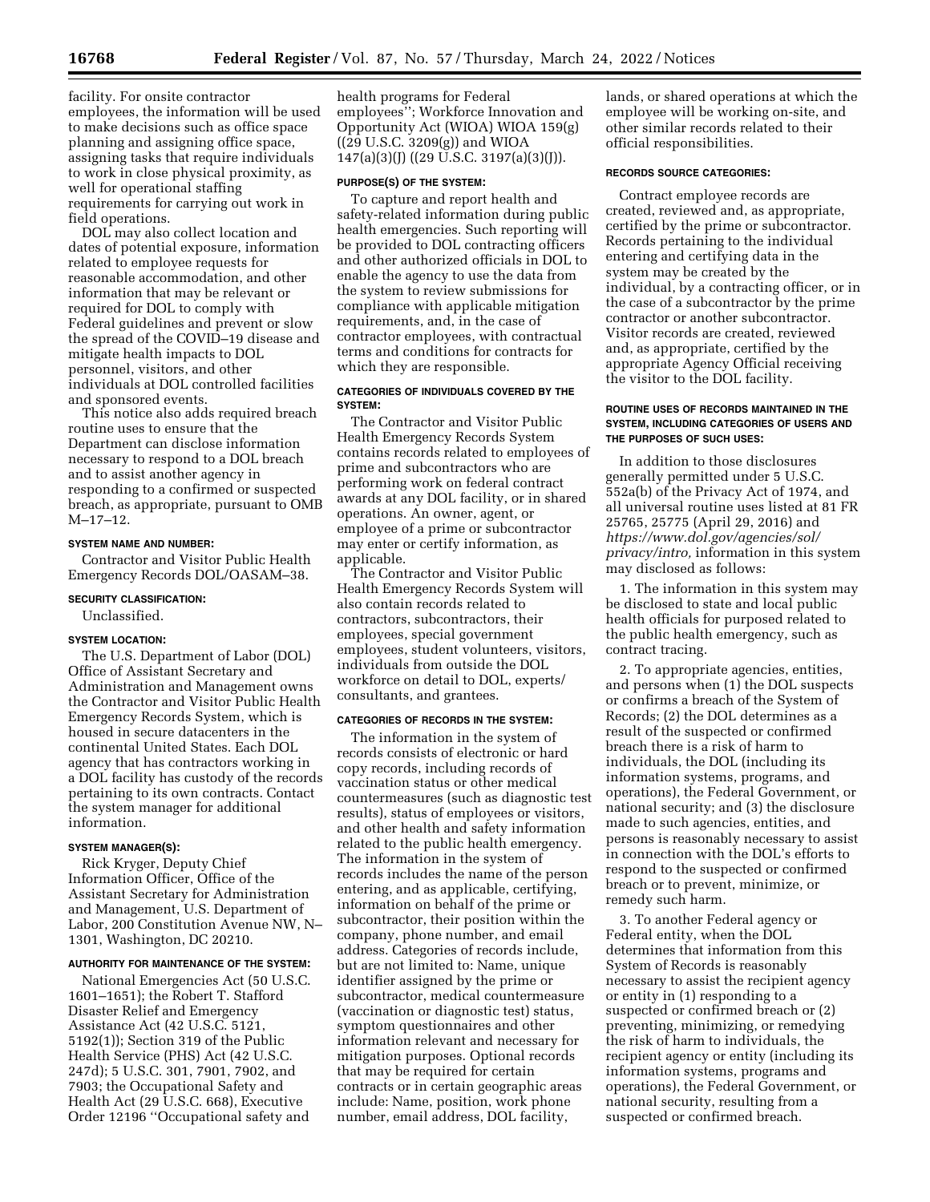facility. For onsite contractor employees, the information will be used to make decisions such as office space planning and assigning office space, assigning tasks that require individuals to work in close physical proximity, as well for operational staffing requirements for carrying out work in field operations.

DOL may also collect location and dates of potential exposure, information related to employee requests for reasonable accommodation, and other information that may be relevant or required for DOL to comply with Federal guidelines and prevent or slow the spread of the COVID–19 disease and mitigate health impacts to DOL personnel, visitors, and other individuals at DOL controlled facilities and sponsored events.

This notice also adds required breach routine uses to ensure that the Department can disclose information necessary to respond to a DOL breach and to assist another agency in responding to a confirmed or suspected breach, as appropriate, pursuant to OMB M–17–12.

#### SYSTEM NAME AND NUMBER:

Contractor and Visitor Public Health Emergency Records DOL/OASAM–38.

#### SECURITY CLASSIFICATION:

Unclassified.

#### SYSTEM LOCATION:

The U.S. Department of Labor (DOL) Office of Assistant Secretary and Administration and Management owns the Contractor and Visitor Public Health Emergency Records System, which is housed in secure datacenters in the continental United States. Each DOL agency that has contractors working in a DOL facility has custody of the records pertaining to its own contracts. Contact the system manager for additional information.

#### SYSTEM MANAGER(S):

Rick Kryger, Deputy Chief Information Officer, Office of the Assistant Secretary for Administration and Management, U.S. Department of Labor, 200 Constitution Avenue NW, N–1301, Washington, DC 20210.

#### AUTHORITY FOR MAINTENANCE OF THE SYSTEM:

National Emergencies Act (50 U.S.C. 1601–1651); the Robert T. Stafford Disaster Relief and Emergency Assistance Act (42 U.S.C. 5121, 5192(1)); Section 319 of the Public Health Service (PHS) Act (42 U.S.C. 247d); 5 U.S.C. 301, 7901, 7902, and 7903; the Occupational Safety and Health Act (29 U.S.C. 668), Executive Order 12196 ''Occupational safety and health programs for Federal employees''; Workforce Innovation and Opportunity Act (WIOA) WIOA 159(g) ((29 U.S.C. 3209(g)) and WIOA 147(a)(3)(J) ((29 U.S.C. 3197(a)(3)(J)).

#### PURPOSE(S) OF THE SYSTEM:

To capture and report health and safety-related information during public health emergencies. Such reporting will be provided to DOL contracting officers and other authorized officials in DOL to enable the agency to use the data from the system to review submissions for compliance with applicable mitigation requirements, and, in the case of contractor employees, with contractual terms and conditions for contracts for which they are responsible.

#### CATEGORIES OF INDIVIDUALS COVERED BY THE SYSTEM:

The Contractor and Visitor Public Health Emergency Records System contains records related to employees of prime and subcontractors who are performing work on federal contract awards at any DOL facility, or in shared operations. An owner, agent, or employee of a prime or subcontractor may enter or certify information, as applicable.

The Contractor and Visitor Public Health Emergency Records System will also contain records related to contractors, subcontractors, their employees, special government employees, student volunteers, visitors, individuals from outside the DOL workforce on detail to DOL, experts/consultants, and grantees.

#### CATEGORIES OF RECORDS IN THE SYSTEM:

The information in the system of records consists of electronic or hard copy records, including records of vaccination status or other medical countermeasures (such as diagnostic test results), status of employees or visitors, and other health and safety information related to the public health emergency. The information in the system of records includes the name of the person entering, and as applicable, certifying, information on behalf of the prime or subcontractor, their position within the company, phone number, and email address. Categories of records include, but are not limited to: Name, unique identifier assigned by the prime or subcontractor, medical countermeasure (vaccination or diagnostic test) status, symptom questionnaires and other information relevant and necessary for mitigation purposes. Optional records that may be required for certain contracts or in certain geographic areas include: Name, position, work phone number, email address, DOL facility, lands, or shared operations at which the employee will be working on-site, and other similar records related to their official responsibilities.

#### RECORDS SOURCE CATEGORIES:

Contract employee records are created, reviewed and, as appropriate, certified by the prime or subcontractor. Records pertaining to the individual entering and certifying data in the system may be created by the individual, by a contracting officer, or in the case of a subcontractor by the prime contractor or another subcontractor. Visitor records are created, reviewed and, as appropriate, certified by the appropriate Agency Official receiving the visitor to the DOL facility.

#### ROUTINE USES OF RECORDS MAINTAINED IN THE SYSTEM, INCLUDING CATEGORIES OF USERS AND THE PURPOSES OF SUCH USES:

In addition to those disclosures generally permitted under 5 U.S.C. 552a(b) of the Privacy Act of 1974, and all universal routine uses listed at 81 FR 25765, 25775 (April 29, 2016) and *https://www.dol.gov/agencies/sol/privacy/intro,* information in this system may disclosed as follows:

1. The information in this system may be disclosed to state and local public health officials for purposed related to the public health emergency, such as contract tracing.

2. To appropriate agencies, entities, and persons when (1) the DOL suspects or confirms a breach of the System of Records; (2) the DOL determines as a result of the suspected or confirmed breach there is a risk of harm to individuals, the DOL (including its information systems, programs, and operations), the Federal Government, or national security; and (3) the disclosure made to such agencies, entities, and persons is reasonably necessary to assist in connection with the DOL's efforts to respond to the suspected or confirmed breach or to prevent, minimize, or remedy such harm.

3. To another Federal agency or Federal entity, when the DOL determines that information from this System of Records is reasonably necessary to assist the recipient agency or entity in (1) responding to a suspected or confirmed breach or (2) preventing, minimizing, or remedying the risk of harm to individuals, the recipient agency or entity (including its information systems, programs and operations), the Federal Government, or national security, resulting from a suspected or confirmed breach.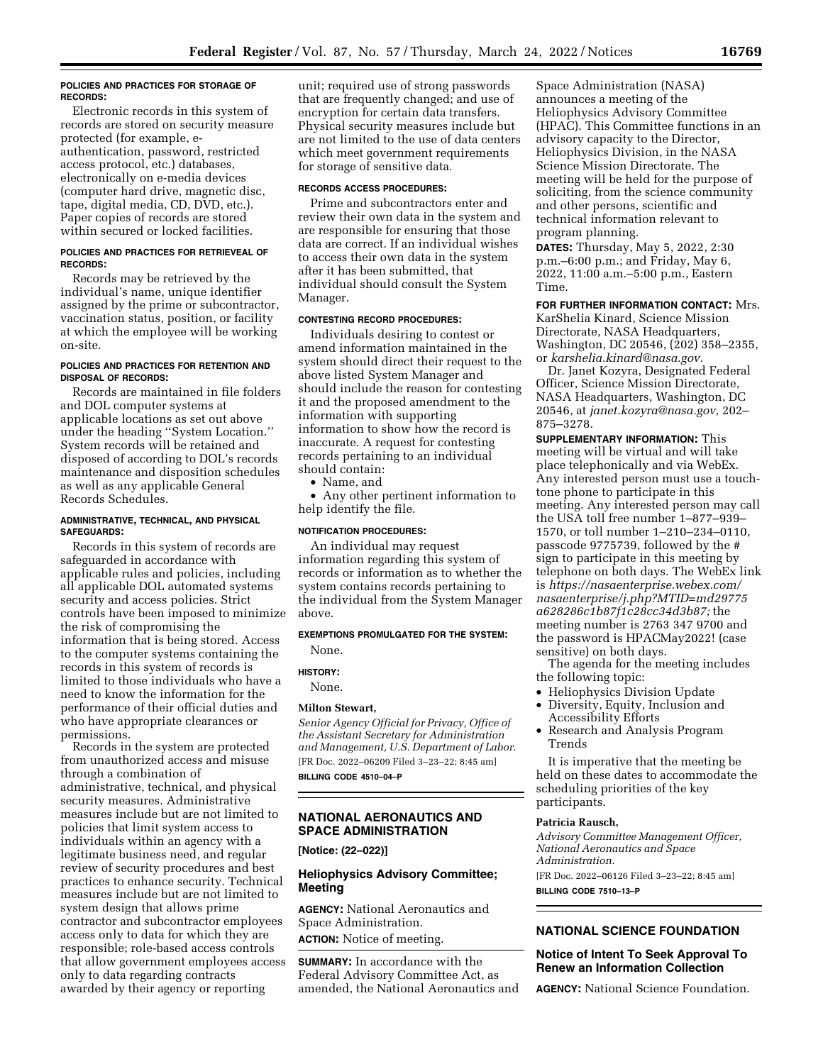#### POLICIES AND PRACTICES FOR STORAGE OF RECORDS:

Electronic records in this system of records are stored on security measure protected (for example, e-authentication, password, restricted access protocol, etc.) databases, electronically on e-media devices (computer hard drive, magnetic disc, tape, digital media, CD, DVD, etc.). Paper copies of records are stored within secured or locked facilities.

#### POLICIES AND PRACTICES FOR RETRIEVEAL OF RECORDS:

Records may be retrieved by the individual's name, unique identifier assigned by the prime or subcontractor, vaccination status, position, or facility at which the employee will be working on-site.

#### POLICIES AND PRACTICES FOR RETENTION AND DISPOSAL OF RECORDS:

Records are maintained in file folders and DOL computer systems at applicable locations as set out above under the heading ''System Location.'' System records will be retained and disposed of according to DOL's records maintenance and disposition schedules as well as any applicable General Records Schedules.

#### ADMINISTRATIVE, TECHNICAL, AND PHYSICAL SAFEGUARDS:

Records in this system of records are safeguarded in accordance with applicable rules and policies, including all applicable DOL automated systems security and access policies. Strict controls have been imposed to minimize the risk of compromising the information that is being stored. Access to the computer systems containing the records in this system of records is limited to those individuals who have a need to know the information for the performance of their official duties and who have appropriate clearances or permissions.

Records in the system are protected from unauthorized access and misuse through a combination of administrative, technical, and physical security measures. Administrative measures include but are not limited to policies that limit system access to individuals within an agency with a legitimate business need, and regular review of security procedures and best practices to enhance security. Technical measures include but are not limited to system design that allows prime contractor and subcontractor employees access only to data for which they are responsible; role-based access controls that allow government employees access only to data regarding contracts awarded by their agency or reporting unit; required use of strong passwords that are frequently changed; and use of encryption for certain data transfers. Physical security measures include but are not limited to the use of data centers which meet government requirements for storage of sensitive data.

#### RECORDS ACCESS PROCEDURES:

Prime and subcontractors enter and review their own data in the system and are responsible for ensuring that those data are correct. If an individual wishes to access their own data in the system after it has been submitted, that individual should consult the System Manager.

#### CONTESTING RECORD PROCEDURES:

Individuals desiring to contest or amend information maintained in the system should direct their request to the above listed System Manager and should include the reason for contesting it and the proposed amendment to the information with supporting information to show how the record is inaccurate. A request for contesting records pertaining to an individual should contain:

- Name, and
- Any other pertinent information to help identify the file.

#### NOTIFICATION PROCEDURES:

An individual may request information regarding this system of records or information as to whether the system contains records pertaining to the individual from the System Manager above.

#### EXEMPTIONS PROMULGATED FOR THE SYSTEM:

None.

#### HISTORY:

None.

**Milton Stewart,**

*Senior Agency Official for Privacy, Office of the Assistant Secretary for Administration and Management, U.S. Department of Labor.*

[FR Doc. 2022–06209 Filed 3–23–22; 8:45 am]

**BILLING CODE 4510–04–P**

## NATIONAL AERONAUTICS AND SPACE ADMINISTRATION

**[Notice: (22–022)]**

### Heliophysics Advisory Committee; Meeting

**AGENCY:** National Aeronautics and Space Administration.

**ACTION:** Notice of meeting.

**SUMMARY:** In accordance with the Federal Advisory Committee Act, as amended, the National Aeronautics and Space Administration (NASA) announces a meeting of the Heliophysics Advisory Committee (HPAC). This Committee functions in an advisory capacity to the Director, Heliophysics Division, in the NASA Science Mission Directorate. The meeting will be held for the purpose of soliciting, from the science community and other persons, scientific and technical information relevant to program planning.

**DATES:** Thursday, May 5, 2022, 2:30 p.m.–6:00 p.m.; and Friday, May 6, 2022, 11:00 a.m.–5:00 p.m., Eastern Time.

**FOR FURTHER INFORMATION CONTACT:** Mrs. KarShelia Kinard, Science Mission Directorate, NASA Headquarters, Washington, DC 20546, (202) 358–2355, or *karshelia.kinard@nasa.gov.*

Dr. Janet Kozyra, Designated Federal Officer, Science Mission Directorate, NASA Headquarters, Washington, DC 20546, at *janet.kozyra@nasa.gov,* 202–875–3278.

**SUPPLEMENTARY INFORMATION:** This meeting will be virtual and will take place telephonically and via WebEx. Any interested person must use a touch-tone phone to participate in this meeting. Any interested person may call the USA toll free number 1–877–939–1570, or toll number 1–210–234–0110, passcode 9775739, followed by the # sign to participate in this meeting by telephone on both days. The WebEx link is *https://nasaenterprise.webex.com/nasaenterprise/j.php?MTID=md29775a628286c1b87f1c28cc34d3b87;* the meeting number is 2763 347 9700 and the password is HPACMay2022! (case sensitive) on both days.

The agenda for the meeting includes the following topic:

- Heliophysics Division Update
- Diversity, Equity, Inclusion and Accessibility Efforts
- Research and Analysis Program Trends

It is imperative that the meeting be held on these dates to accommodate the scheduling priorities of the key participants.

**Patricia Rausch,**

*Advisory Committee Management Officer, National Aeronautics and Space Administration.*

[FR Doc. 2022–06126 Filed 3–23–22; 8:45 am]

**BILLING CODE 7510–13–P**

## NATIONAL SCIENCE FOUNDATION

### Notice of Intent To Seek Approval To Renew an Information Collection

**AGENCY:** National Science Foundation.